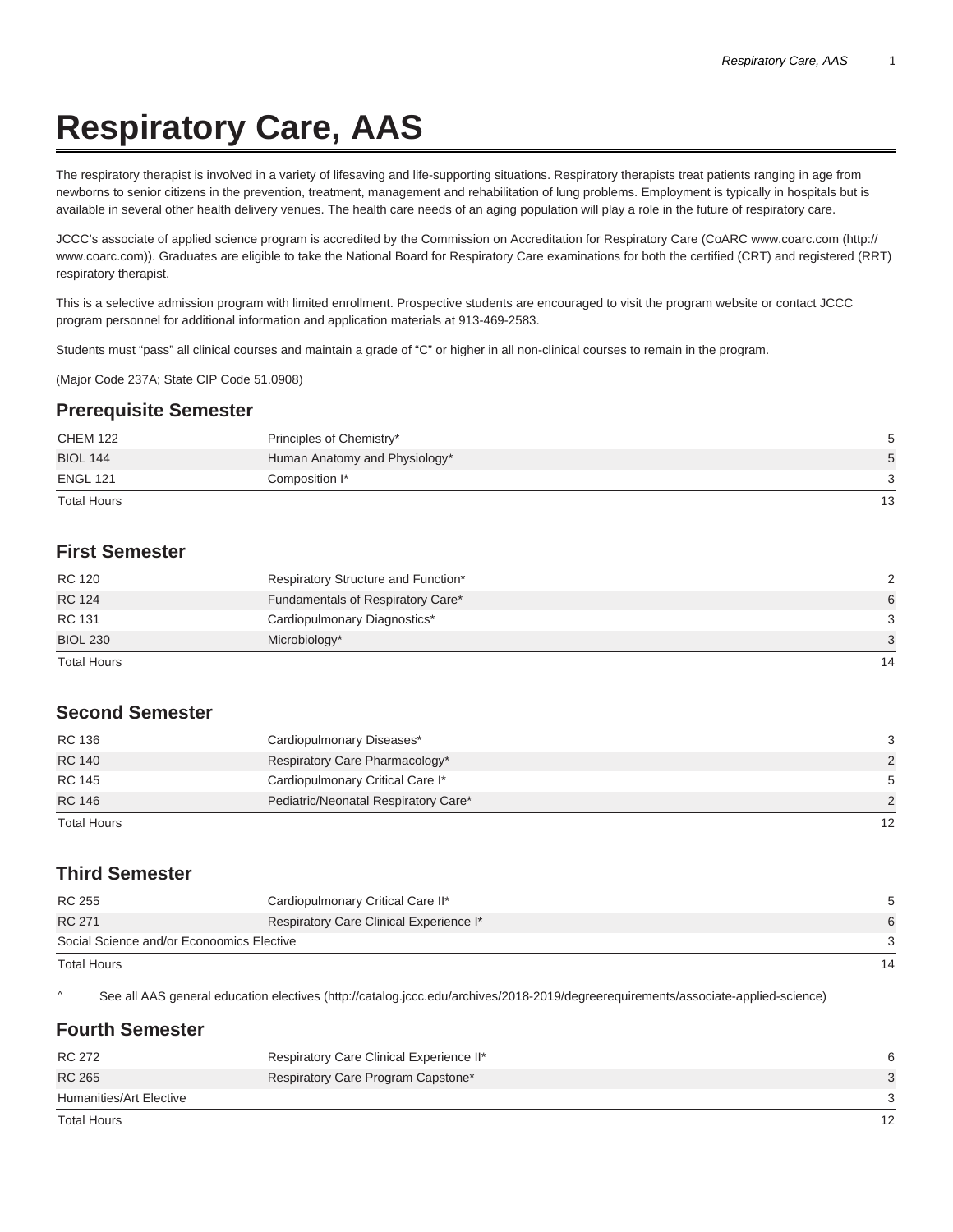# Respiratory Care, AAS

The respiratory therapist is involved in a variety of lifesaving and life-supporting situations. Respiratory therapists treat patients ranging in age from newborns to senior citizens in the prevention, treatment, management and rehabilitation of lung problems. Employment is typically in hospitals but is available in several other health delivery venues. The health care needs of an aging population will play a role in the future of respiratory care.

JCCC's associate of applied science program is accredited by the Commission on Accreditation for Respiratory Care (CoARC www.coarc.com (http://www.coarc.com)). Graduates are eligible to take the National Board for Respiratory Care examinations for both the certified (CRT) and registered (RRT) respiratory therapist.

This is a selective admission program with limited enrollment. Prospective students are encouraged to visit the program website or contact JCCC program personnel for additional information and application materials at 913-469-2583.

Students must "pass" all clinical courses and maintain a grade of "C" or higher in all non-clinical courses to remain in the program.

(Major Code 237A; State CIP Code 51.0908)

## Prerequisite Semester

| | | |
|---|---|---|
| CHEM 122 | Principles of Chemistry* | 5 |
| BIOL 144 | Human Anatomy and Physiology* | 5 |
| ENGL 121 | Composition I* | 3 |
| Total Hours | | 13 |

## First Semester

| | | |
|---|---|---|
| RC 120 | Respiratory Structure and Function* | 2 |
| RC 124 | Fundamentals of Respiratory Care* | 6 |
| RC 131 | Cardiopulmonary Diagnostics* | 3 |
| BIOL 230 | Microbiology* | 3 |
| Total Hours | | 14 |

## Second Semester

| | | |
|---|---|---|
| RC 136 | Cardiopulmonary Diseases* | 3 |
| RC 140 | Respiratory Care Pharmacology* | 2 |
| RC 145 | Cardiopulmonary Critical Care I* | 5 |
| RC 146 | Pediatric/Neonatal Respiratory Care* | 2 |
| Total Hours | | 12 |

## Third Semester

| | | |
|---|---|---|
| RC 255 | Cardiopulmonary Critical Care II* | 5 |
| RC 271 | Respiratory Care Clinical Experience I* | 6 |
| Social Science and/or Econoomics Elective | | 3 |
| Total Hours | | 14 |

^ See all AAS general education electives (http://catalog.jccc.edu/archives/2018-2019/degreerequirements/associate-applied-science)

## Fourth Semester

| | | |
|---|---|---|
| RC 272 | Respiratory Care Clinical Experience II* | 6 |
| RC 265 | Respiratory Care Program Capstone* | 3 |
| Humanities/Art Elective | | 3 |
| Total Hours | | 12 |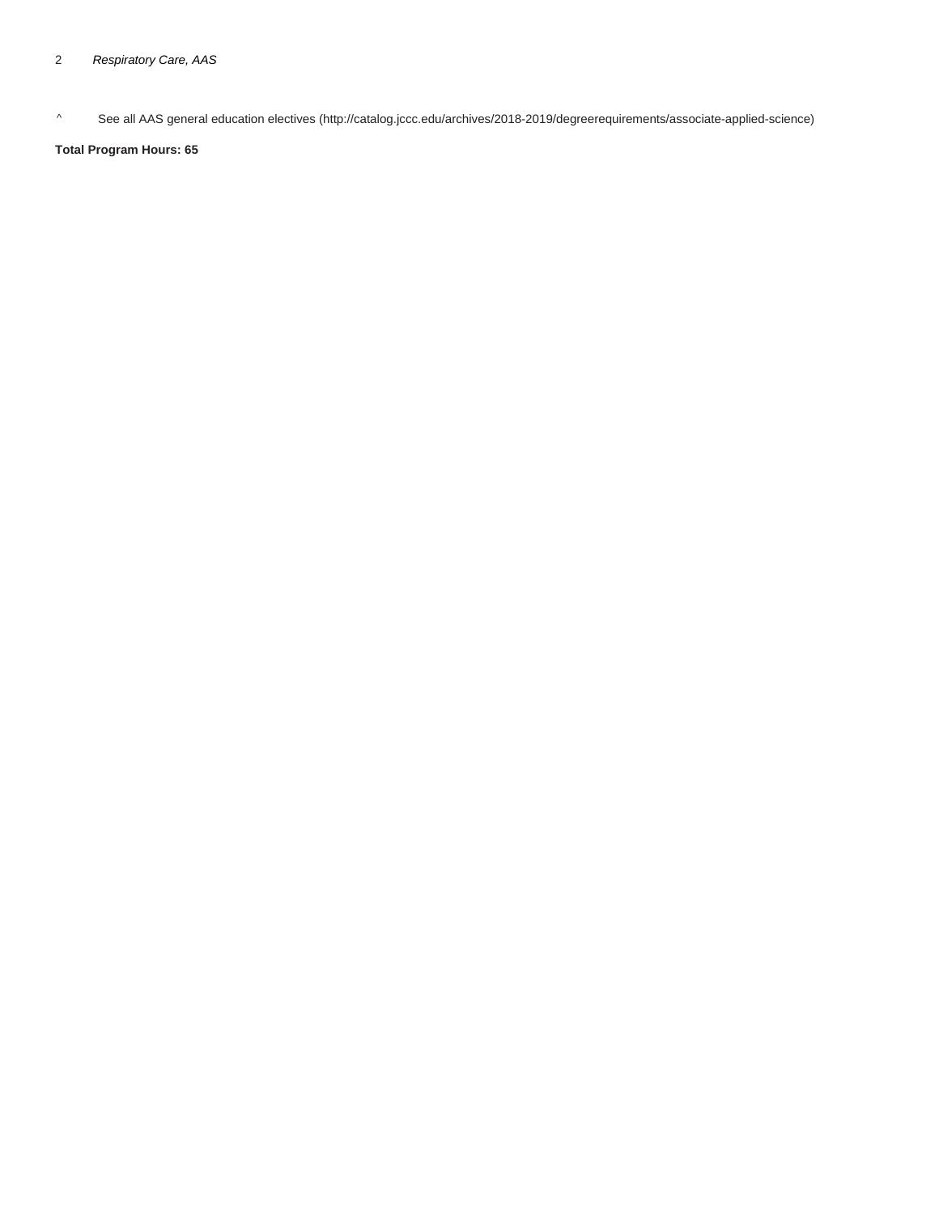^ See all AAS general education electives (http://catalog.jccc.edu/archives/2018-2019/degreerequirements/associate-applied-science)

**Total Program Hours: 65**